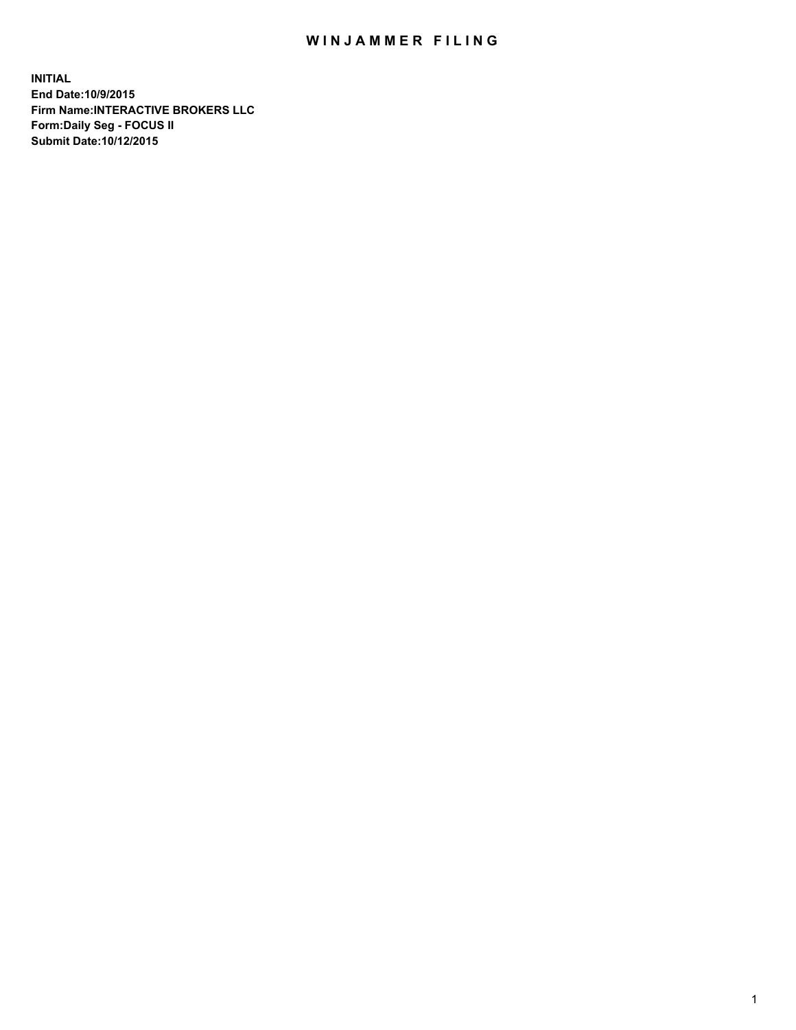# WINJAMMER FILING

**INITIAL**
**End Date:10/9/2015**
**Firm Name:INTERACTIVE BROKERS LLC**
**Form:Daily Seg - FOCUS II**
**Submit Date:10/12/2015**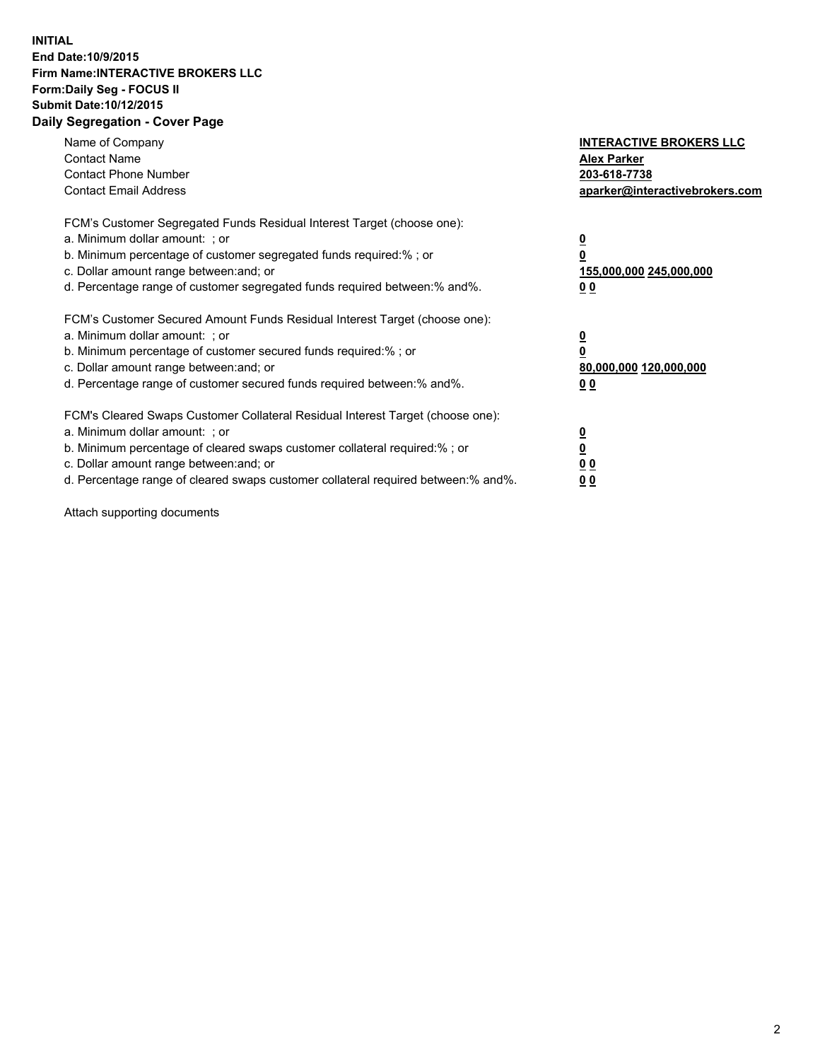**INITIAL**
**End Date:10/9/2015**
**Firm Name:INTERACTIVE BROKERS LLC**
**Form:Daily Seg - FOCUS II**
**Submit Date:10/12/2015**

## Daily Segregation - Cover Page

| | |
|---|---|
| Name of Company | **INTERACTIVE BROKERS LLC** |
| Contact Name | **Alex Parker** |
| Contact Phone Number | **203-618-7738** |
| Contact Email Address | **aparker@interactivebrokers.com** |

FCM's Customer Segregated Funds Residual Interest Target (choose one):

| | |
|---|---|
| a. Minimum dollar amount: ; or | **0** |
| b. Minimum percentage of customer segregated funds required:% ; or | **0** |
| c. Dollar amount range between:and; or | **155,000,000 245,000,000** |
| d. Percentage range of customer segregated funds required between:% and%. | **0 0** |

FCM's Customer Secured Amount Funds Residual Interest Target (choose one):

| | |
|---|---|
| a. Minimum dollar amount: ; or | **0** |
| b. Minimum percentage of customer secured funds required:% ; or | **0** |
| c. Dollar amount range between:and; or | **80,000,000 120,000,000** |
| d. Percentage range of customer secured funds required between:% and%. | **0 0** |

FCM's Cleared Swaps Customer Collateral Residual Interest Target (choose one):

| | |
|---|---|
| a. Minimum dollar amount: ; or | **0** |
| b. Minimum percentage of cleared swaps customer collateral required:% ; or | **0** |
| c. Dollar amount range between:and; or | **0 0** |
| d. Percentage range of cleared swaps customer collateral required between:% and%. | **0 0** |

Attach supporting documents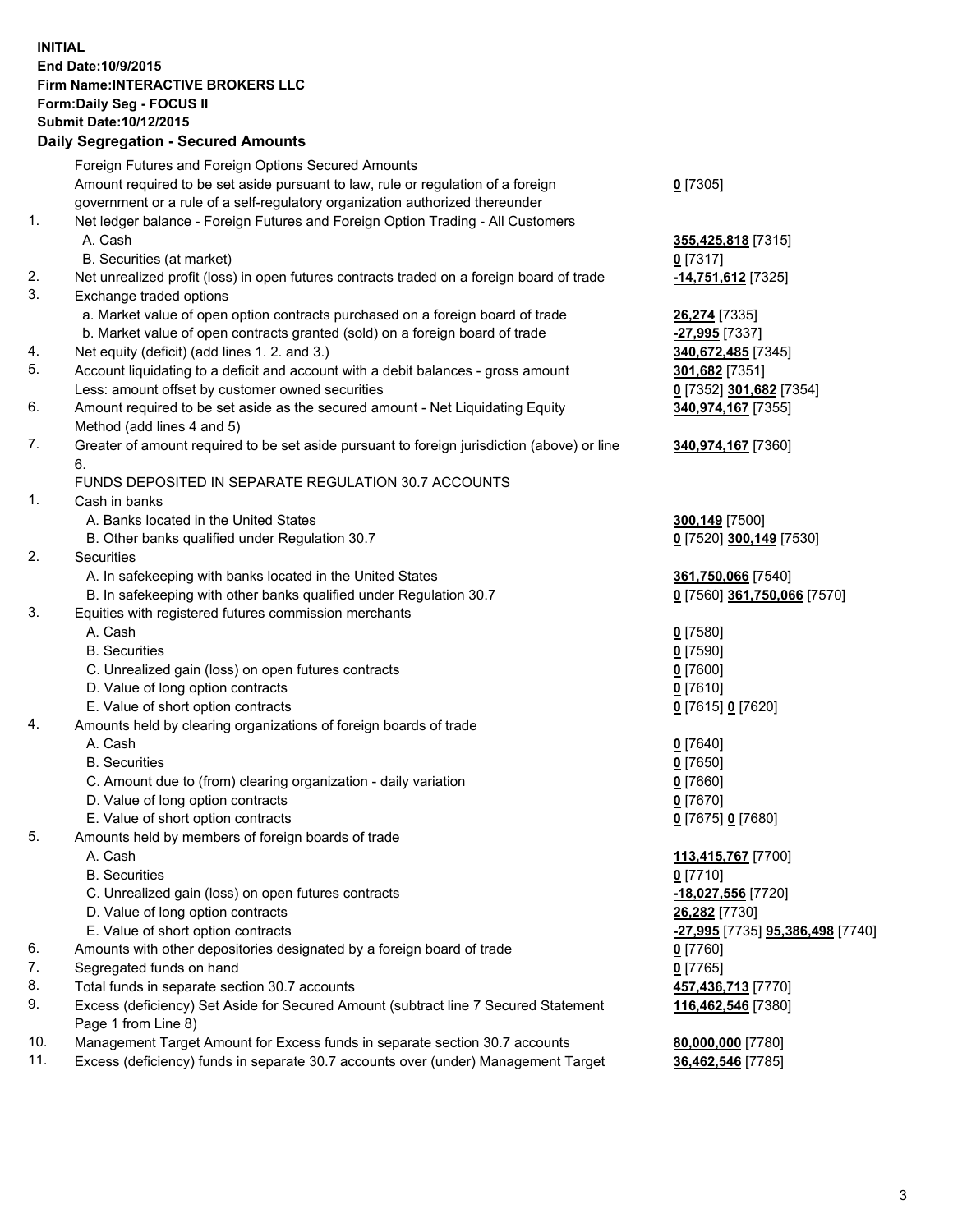**INITIAL**
**End Date:10/9/2015**
**Firm Name:INTERACTIVE BROKERS LLC**
**Form:Daily Seg - FOCUS II**
**Submit Date:10/12/2015**

**Daily Segregation - Secured Amounts**

| | | |
|---|---|---|
| | Foreign Futures and Foreign Options Secured Amounts | |
| | Amount required to be set aside pursuant to law, rule or regulation of a foreign government or a rule of a self-regulatory organization authorized thereunder | **0** [7305] |
| 1. | Net ledger balance - Foreign Futures and Foreign Option Trading - All Customers | |
| | A. Cash | **355,425,818** [7315] |
| | B. Securities (at market) | **0** [7317] |
| 2. | Net unrealized profit (loss) in open futures contracts traded on a foreign board of trade | **-14,751,612** [7325] |
| 3. | Exchange traded options | |
| | a. Market value of open option contracts purchased on a foreign board of trade | **26,274** [7335] |
| | b. Market value of open contracts granted (sold) on a foreign board of trade | **-27,995** [7337] |
| 4. | Net equity (deficit) (add lines 1. 2. and 3.) | **340,672,485** [7345] |
| 5. | Account liquidating to a deficit and account with a debit balances - gross amount | **301,682** [7351] |
| | Less: amount offset by customer owned securities | **0** [7352] **301,682** [7354] |
| 6. | Amount required to be set aside as the secured amount - Net Liquidating Equity Method (add lines 4 and 5) | **340,974,167** [7355] |
| 7. | Greater of amount required to be set aside pursuant to foreign jurisdiction (above) or line 6. | **340,974,167** [7360] |
| | FUNDS DEPOSITED IN SEPARATE REGULATION 30.7 ACCOUNTS | |
| 1. | Cash in banks | |
| | A. Banks located in the United States | **300,149** [7500] |
| | B. Other banks qualified under Regulation 30.7 | **0** [7520] **300,149** [7530] |
| 2. | Securities | |
| | A. In safekeeping with banks located in the United States | **361,750,066** [7540] |
| | B. In safekeeping with other banks qualified under Regulation 30.7 | **0** [7560] **361,750,066** [7570] |
| 3. | Equities with registered futures commission merchants | |
| | A. Cash | **0** [7580] |
| | B. Securities | **0** [7590] |
| | C. Unrealized gain (loss) on open futures contracts | **0** [7600] |
| | D. Value of long option contracts | **0** [7610] |
| | E. Value of short option contracts | **0** [7615] **0** [7620] |
| 4. | Amounts held by clearing organizations of foreign boards of trade | |
| | A. Cash | **0** [7640] |
| | B. Securities | **0** [7650] |
| | C. Amount due to (from) clearing organization - daily variation | **0** [7660] |
| | D. Value of long option contracts | **0** [7670] |
| | E. Value of short option contracts | **0** [7675] **0** [7680] |
| 5. | Amounts held by members of foreign boards of trade | |
| | A. Cash | **113,415,767** [7700] |
| | B. Securities | **0** [7710] |
| | C. Unrealized gain (loss) on open futures contracts | **-18,027,556** [7720] |
| | D. Value of long option contracts | **26,282** [7730] |
| | E. Value of short option contracts | **-27,995** [7735] **95,386,498** [7740] |
| 6. | Amounts with other depositories designated by a foreign board of trade | **0** [7760] |
| 7. | Segregated funds on hand | **0** [7765] |
| 8. | Total funds in separate section 30.7 accounts | **457,436,713** [7770] |
| 9. | Excess (deficiency) Set Aside for Secured Amount (subtract line 7 Secured Statement Page 1 from Line 8) | **116,462,546** [7380] |
| 10. | Management Target Amount for Excess funds in separate section 30.7 accounts | **80,000,000** [7780] |
| 11. | Excess (deficiency) funds in separate 30.7 accounts over (under) Management Target | **36,462,546** [7785] |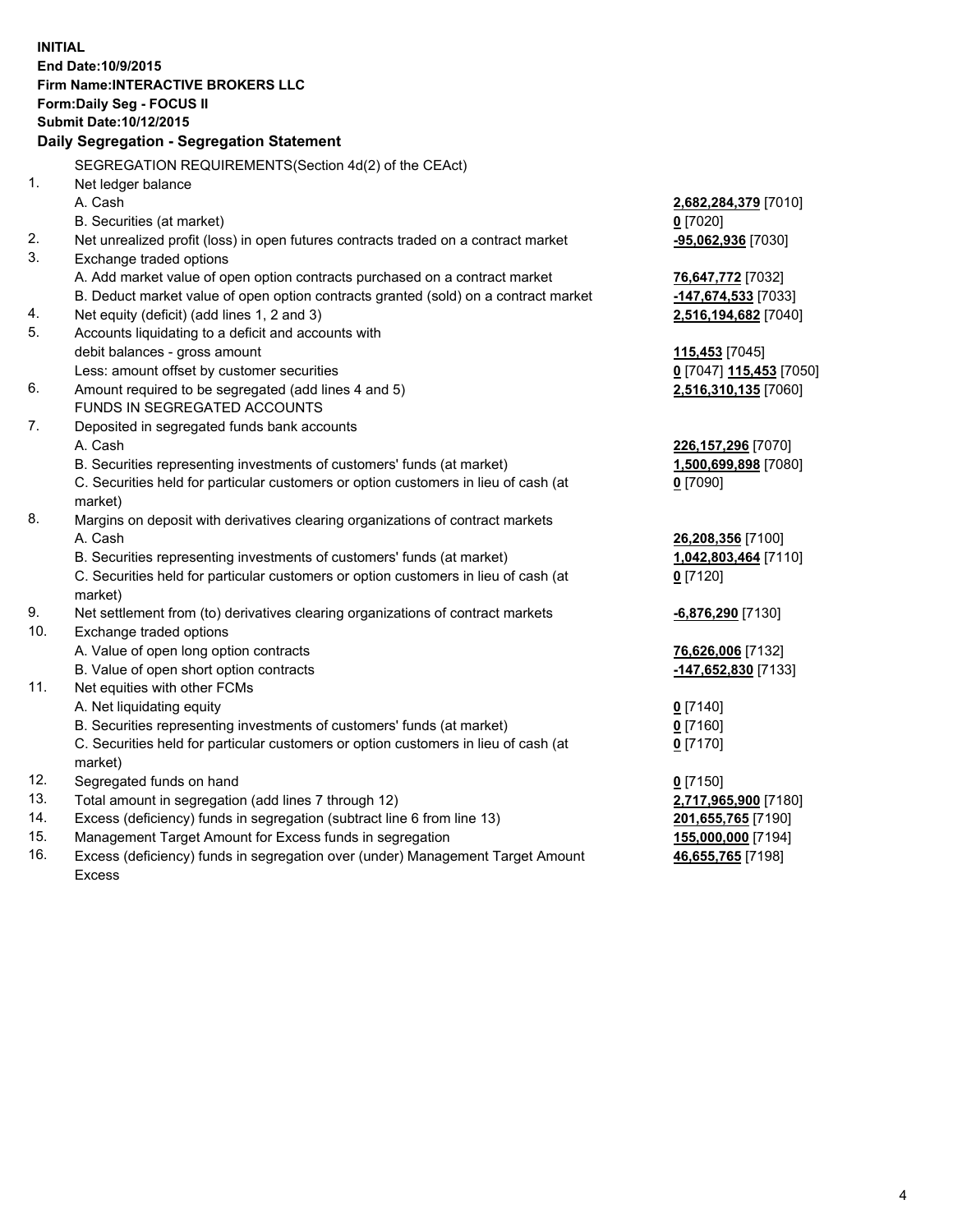**INITIAL**
**End Date:10/9/2015**
**Firm Name:INTERACTIVE BROKERS LLC**
**Form:Daily Seg - FOCUS II**
**Submit Date:10/12/2015**

**Daily Segregation - Segregation Statement**

| | | |
|---|---|---|
| | SEGREGATION REQUIREMENTS(Section 4d(2) of the CEAct) | |
| 1. | Net ledger balance | |
| | A. Cash | **2,682,284,379** [7010] |
| | B. Securities (at market) | **0** [7020] |
| 2. | Net unrealized profit (loss) in open futures contracts traded on a contract market | **-95,062,936** [7030] |
| 3. | Exchange traded options | |
| | A. Add market value of open option contracts purchased on a contract market | **76,647,772** [7032] |
| | B. Deduct market value of open option contracts granted (sold) on a contract market | **-147,674,533** [7033] |
| 4. | Net equity (deficit) (add lines 1, 2 and 3) | **2,516,194,682** [7040] |
| 5. | Accounts liquidating to a deficit and accounts with | |
| | debit balances - gross amount | **115,453** [7045] |
| | Less: amount offset by customer securities | **0** [7047] **115,453** [7050] |
| 6. | Amount required to be segregated (add lines 4 and 5) | **2,516,310,135** [7060] |
| | FUNDS IN SEGREGATED ACCOUNTS | |
| 7. | Deposited in segregated funds bank accounts | |
| | A. Cash | **226,157,296** [7070] |
| | B. Securities representing investments of customers' funds (at market) | **1,500,699,898** [7080] |
| | C. Securities held for particular customers or option customers in lieu of cash (at market) | **0** [7090] |
| 8. | Margins on deposit with derivatives clearing organizations of contract markets | |
| | A. Cash | **26,208,356** [7100] |
| | B. Securities representing investments of customers' funds (at market) | **1,042,803,464** [7110] |
| | C. Securities held for particular customers or option customers in lieu of cash (at market) | **0** [7120] |
| 9. | Net settlement from (to) derivatives clearing organizations of contract markets | **-6,876,290** [7130] |
| 10. | Exchange traded options | |
| | A. Value of open long option contracts | **76,626,006** [7132] |
| | B. Value of open short option contracts | **-147,652,830** [7133] |
| 11. | Net equities with other FCMs | |
| | A. Net liquidating equity | **0** [7140] |
| | B. Securities representing investments of customers' funds (at market) | **0** [7160] |
| | C. Securities held for particular customers or option customers in lieu of cash (at market) | **0** [7170] |
| 12. | Segregated funds on hand | **0** [7150] |
| 13. | Total amount in segregation (add lines 7 through 12) | **2,717,965,900** [7180] |
| 14. | Excess (deficiency) funds in segregation (subtract line 6 from line 13) | **201,655,765** [7190] |
| 15. | Management Target Amount for Excess funds in segregation | **155,000,000** [7194] |
| 16. | Excess (deficiency) funds in segregation over (under) Management Target Amount Excess | **46,655,765** [7198] |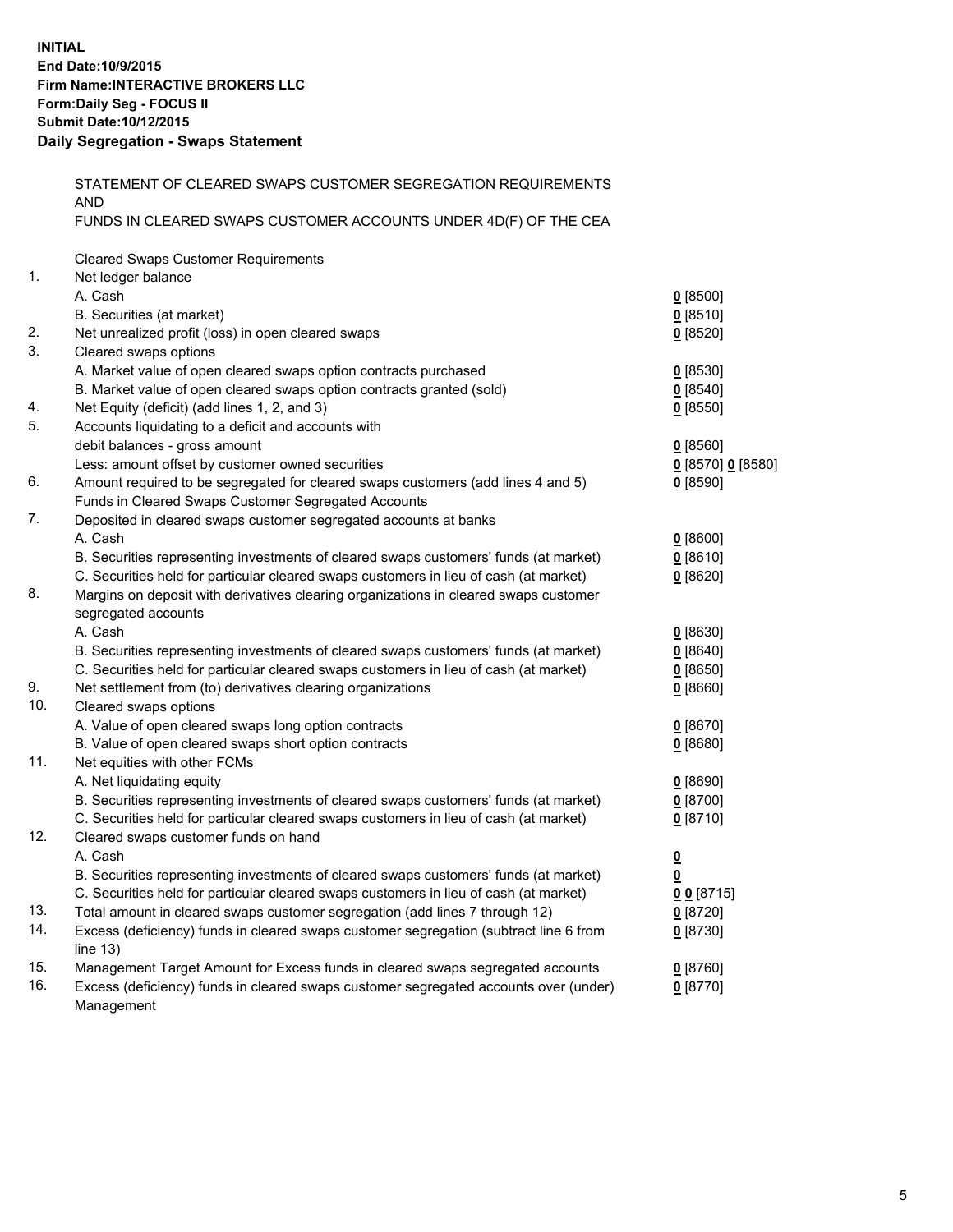**INITIAL**
**End Date:10/9/2015**
**Firm Name:INTERACTIVE BROKERS LLC**
**Form:Daily Seg - FOCUS II**
**Submit Date:10/12/2015**
**Daily Segregation - Swaps Statement**

STATEMENT OF CLEARED SWAPS CUSTOMER SEGREGATION REQUIREMENTS AND FUNDS IN CLEARED SWAPS CUSTOMER ACCOUNTS UNDER 4D(F) OF THE CEA

| | | |
|---|---|---|
| | Cleared Swaps Customer Requirements | |
| 1. | Net ledger balance | |
| | A. Cash | 0 [8500] |
| | B. Securities (at market) | 0 [8510] |
| 2. | Net unrealized profit (loss) in open cleared swaps | 0 [8520] |
| 3. | Cleared swaps options | |
| | A. Market value of open cleared swaps option contracts purchased | 0 [8530] |
| | B. Market value of open cleared swaps option contracts granted (sold) | 0 [8540] |
| 4. | Net Equity (deficit) (add lines 1, 2, and 3) | 0 [8550] |
| 5. | Accounts liquidating to a deficit and accounts with debit balances - gross amount | 0 [8560] |
| | Less: amount offset by customer owned securities | 0 [8570] 0 [8580] |
| 6. | Amount required to be segregated for cleared swaps customers (add lines 4 and 5) | 0 [8590] |
| | Funds in Cleared Swaps Customer Segregated Accounts | |
| 7. | Deposited in cleared swaps customer segregated accounts at banks | |
| | A. Cash | 0 [8600] |
| | B. Securities representing investments of cleared swaps customers' funds (at market) | 0 [8610] |
| | C. Securities held for particular cleared swaps customers in lieu of cash (at market) | 0 [8620] |
| 8. | Margins on deposit with derivatives clearing organizations in cleared swaps customer segregated accounts | |
| | A. Cash | 0 [8630] |
| | B. Securities representing investments of cleared swaps customers' funds (at market) | 0 [8640] |
| | C. Securities held for particular cleared swaps customers in lieu of cash (at market) | 0 [8650] |
| 9. | Net settlement from (to) derivatives clearing organizations | 0 [8660] |
| 10. | Cleared swaps options | |
| | A. Value of open cleared swaps long option contracts | 0 [8670] |
| | B. Value of open cleared swaps short option contracts | 0 [8680] |
| 11. | Net equities with other FCMs | |
| | A. Net liquidating equity | 0 [8690] |
| | B. Securities representing investments of cleared swaps customers' funds (at market) | 0 [8700] |
| | C. Securities held for particular cleared swaps customers in lieu of cash (at market) | 0 [8710] |
| 12. | Cleared swaps customer funds on hand | |
| | A. Cash | 0 |
| | B. Securities representing investments of cleared swaps customers' funds (at market) | 0 |
| | C. Securities held for particular cleared swaps customers in lieu of cash (at market) | 0 0 [8715] |
| 13. | Total amount in cleared swaps customer segregation (add lines 7 through 12) | 0 [8720] |
| 14. | Excess (deficiency) funds in cleared swaps customer segregation (subtract line 6 from line 13) | 0 [8730] |
| 15. | Management Target Amount for Excess funds in cleared swaps segregated accounts | 0 [8760] |
| 16. | Excess (deficiency) funds in cleared swaps customer segregated accounts over (under) Management | 0 [8770] |